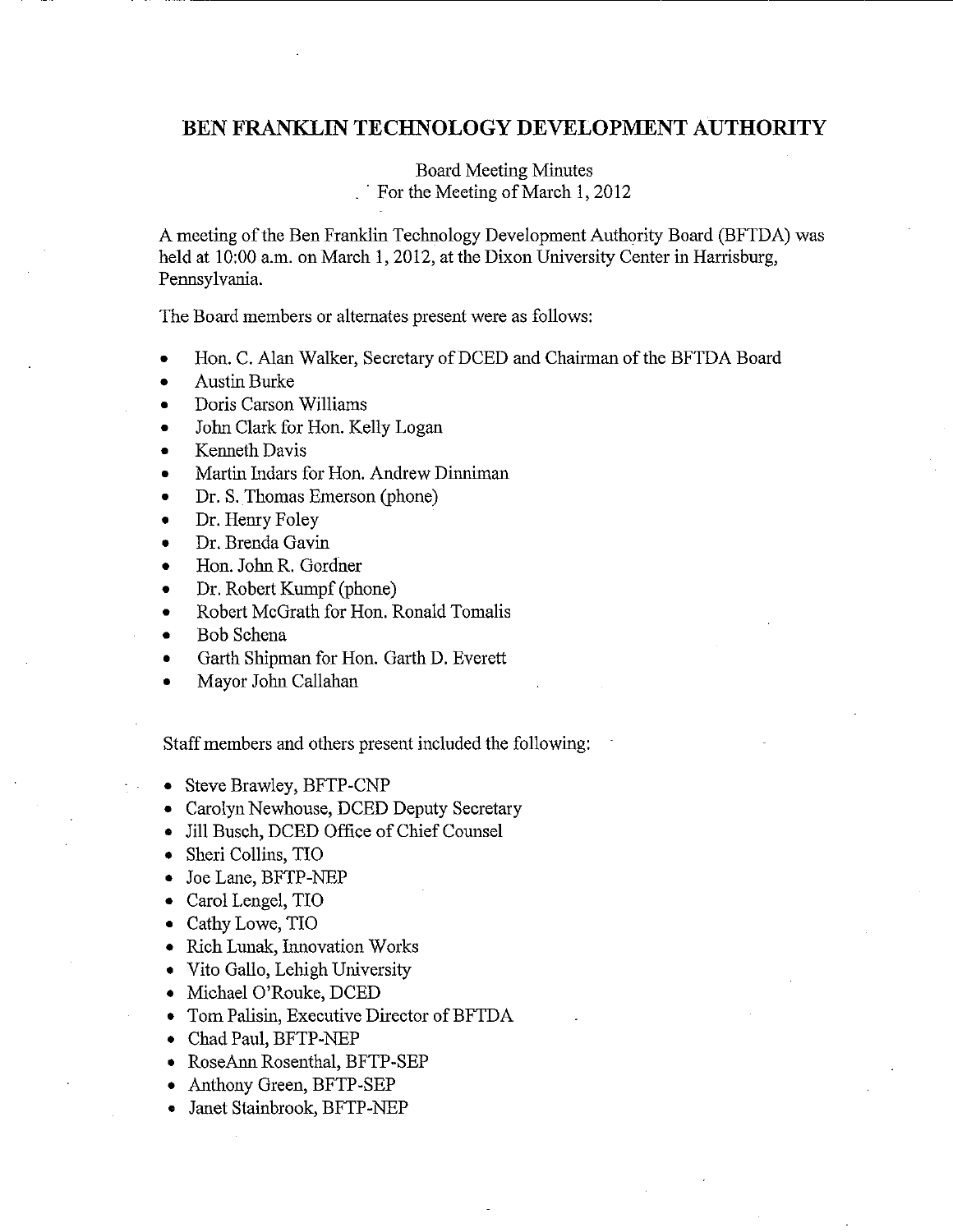# BEN FRANKLIN TECHNOLOGY DEVELOPMENT AUTHORITY

Board Meeting Minutes
For the Meeting of March 1, 2012

A meeting of the Ben Franklin Technology Development Authority Board (BFTDA) was held at 10:00 a.m. on March 1, 2012, at the Dixon University Center in Harrisburg, Pennsylvania.

The Board members or alternates present were as follows:

- Hon. C. Alan Walker, Secretary of DCED and Chairman of the BFTDA Board
- Austin Burke
- Doris Carson Williams
- John Clark for Hon. Kelly Logan
- Kenneth Davis
- Martin Indars for Hon. Andrew Dinniman
- Dr. S. Thomas Emerson (phone)
- Dr. Henry Foley
- Dr. Brenda Gavin
- Hon. John R. Gordner
- Dr. Robert Kumpf (phone)
- Robert McGrath for Hon. Ronald Tomalis
- Bob Schena
- Garth Shipman for Hon. Garth D. Everett
- Mayor John Callahan

Staff members and others present included the following:

- Steve Brawley, BFTP-CNP
- Carolyn Newhouse, DCED Deputy Secretary
- Jill Busch, DCED Office of Chief Counsel
- Sheri Collins, TIO
- Joe Lane, BFTP-NEP
- Carol Lengel, TIO
- Cathy Lowe, TIO
- Rich Lunak, Innovation Works
- Vito Gallo, Lehigh University
- Michael O'Rouke, DCED
- Tom Palisin, Executive Director of BFTDA
- Chad Paul, BFTP-NEP
- RoseAnn Rosenthal, BFTP-SEP
- Anthony Green, BFTP-SEP
- Janet Stainbrook, BFTP-NEP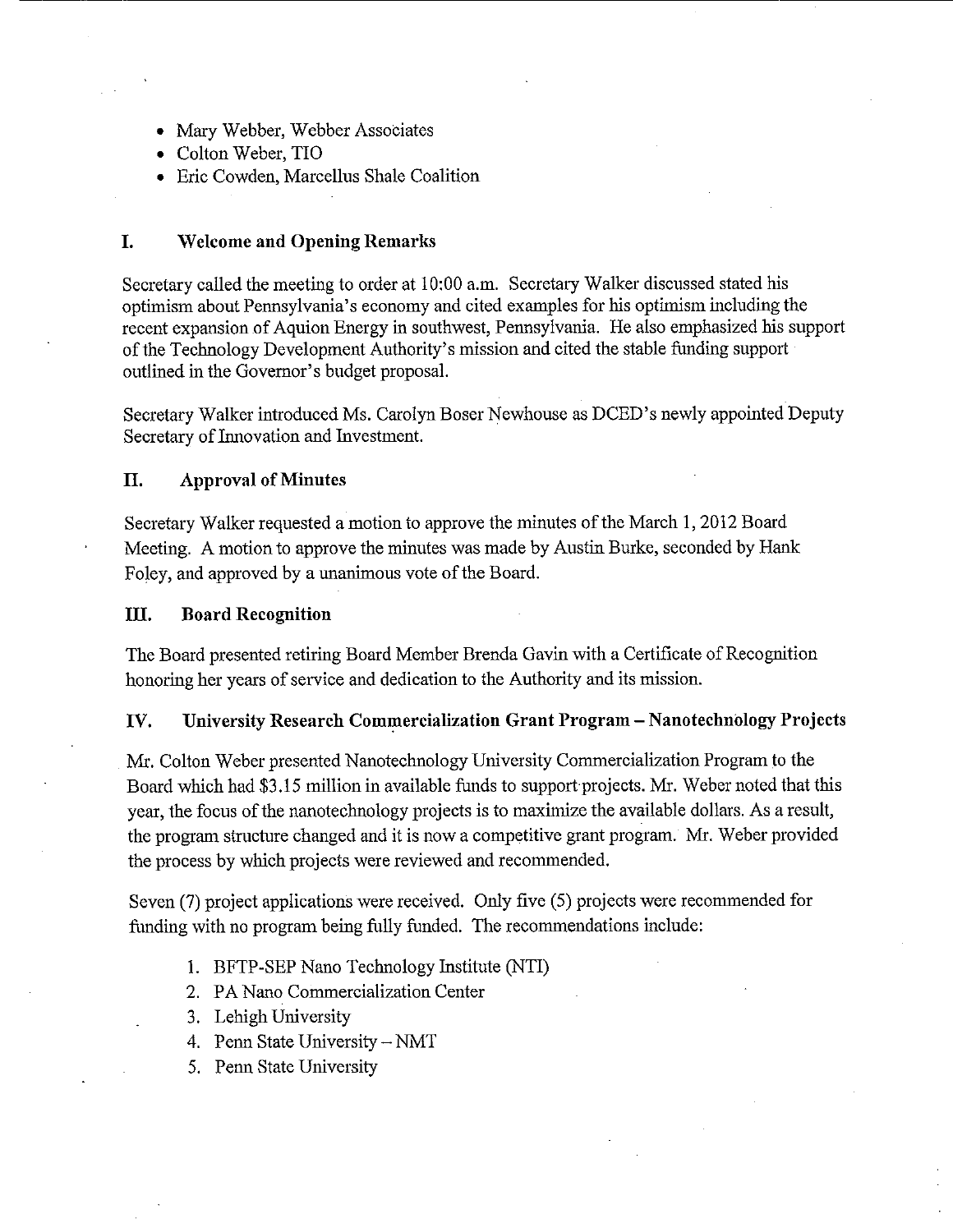- Mary Webber, Webber Associates
- Colton Weber, TIO
- Eric Cowden, Marcellus Shale Coalition

## I. Welcome and Opening Remarks

Secretary called the meeting to order at 10:00 a.m. Secretary Walker discussed stated his optimism about Pennsylvania's economy and cited examples for his optimism including the recent expansion of Aquion Energy in southwest, Pennsylvania. He also emphasized his support of the Technology Development Authority's mission and cited the stable funding support outlined in the Governor's budget proposal.

Secretary Walker introduced Ms. Carolyn Boser Newhouse as DCED's newly appointed Deputy Secretary of Innovation and Investment.

## II. Approval of Minutes

Secretary Walker requested a motion to approve the minutes of the March 1, 2012 Board Meeting. A motion to approve the minutes was made by Austin Burke, seconded by Hank Foley, and approved by a unanimous vote of the Board.

## III. Board Recognition

The Board presented retiring Board Member Brenda Gavin with a Certificate of Recognition honoring her years of service and dedication to the Authority and its mission.

## IV. University Research Commercialization Grant Program – Nanotechnology Projects

Mr. Colton Weber presented Nanotechnology University Commercialization Program to the Board which had $3.15 million in available funds to support projects. Mr. Weber noted that this year, the focus of the nanotechnology projects is to maximize the available dollars. As a result, the program structure changed and it is now a competitive grant program. Mr. Weber provided the process by which projects were reviewed and recommended.

Seven (7) project applications were received. Only five (5) projects were recommended for funding with no program being fully funded. The recommendations include:

1. BFTP-SEP Nano Technology Institute (NTI)
2. PA Nano Commercialization Center
3. Lehigh University
4. Penn State University – NMT
5. Penn State University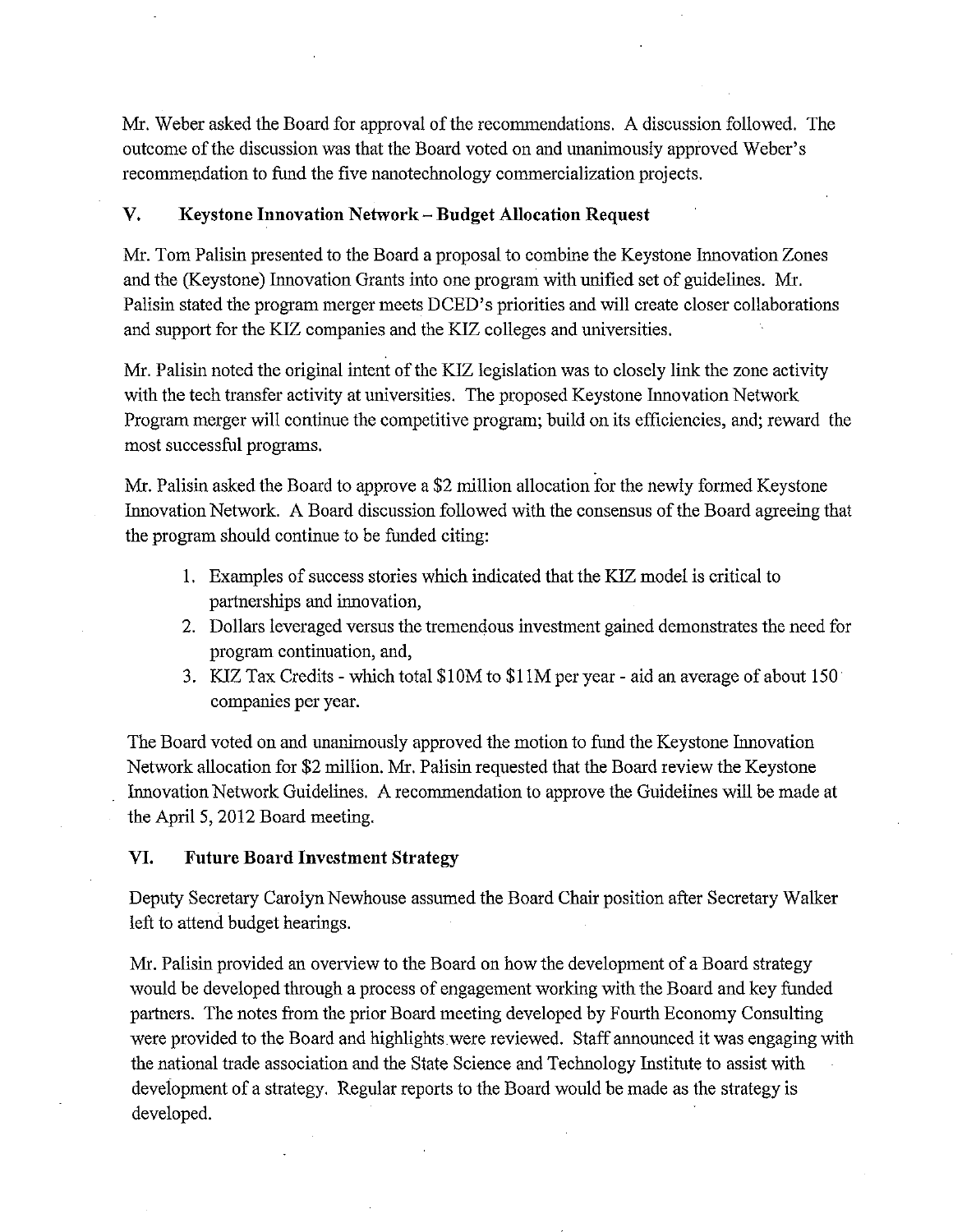Mr. Weber asked the Board for approval of the recommendations. A discussion followed. The outcome of the discussion was that the Board voted on and unanimously approved Weber's recommendation to fund the five nanotechnology commercialization projects.

## V. Keystone Innovation Network – Budget Allocation Request

Mr. Tom Palisin presented to the Board a proposal to combine the Keystone Innovation Zones and the (Keystone) Innovation Grants into one program with unified set of guidelines. Mr. Palisin stated the program merger meets DCED's priorities and will create closer collaborations and support for the KIZ companies and the KIZ colleges and universities.

Mr. Palisin noted the original intent of the KIZ legislation was to closely link the zone activity with the tech transfer activity at universities. The proposed Keystone Innovation Network Program merger will continue the competitive program; build on its efficiencies, and; reward the most successful programs.

Mr. Palisin asked the Board to approve a $2 million allocation for the newly formed Keystone Innovation Network. A Board discussion followed with the consensus of the Board agreeing that the program should continue to be funded citing:

1. Examples of success stories which indicated that the KIZ model is critical to partnerships and innovation,
2. Dollars leveraged versus the tremendous investment gained demonstrates the need for program continuation, and,
3. KIZ Tax Credits - which total $10M to $11M per year - aid an average of about 150 companies per year.

The Board voted on and unanimously approved the motion to fund the Keystone Innovation Network allocation for $2 million. Mr. Palisin requested that the Board review the Keystone Innovation Network Guidelines. A recommendation to approve the Guidelines will be made at the April 5, 2012 Board meeting.

## VI. Future Board Investment Strategy

Deputy Secretary Carolyn Newhouse assumed the Board Chair position after Secretary Walker left to attend budget hearings.

Mr. Palisin provided an overview to the Board on how the development of a Board strategy would be developed through a process of engagement working with the Board and key funded partners. The notes from the prior Board meeting developed by Fourth Economy Consulting were provided to the Board and highlights were reviewed. Staff announced it was engaging with the national trade association and the State Science and Technology Institute to assist with development of a strategy. Regular reports to the Board would be made as the strategy is developed.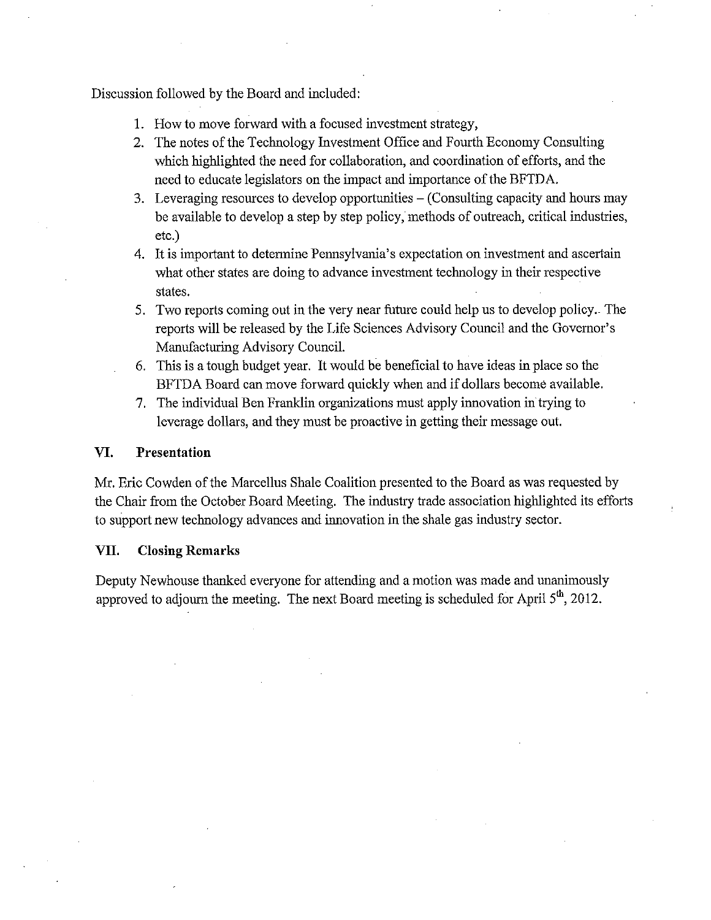Discussion followed by the Board and included:

1. How to move forward with a focused investment strategy,
2. The notes of the Technology Investment Office and Fourth Economy Consulting which highlighted the need for collaboration, and coordination of efforts, and the need to educate legislators on the impact and importance of the BFTDA.
3. Leveraging resources to develop opportunities – (Consulting capacity and hours may be available to develop a step by step policy, methods of outreach, critical industries, etc.)
4. It is important to determine Pennsylvania's expectation on investment and ascertain what other states are doing to advance investment technology in their respective states.
5. Two reports coming out in the very near future could help us to develop policy. The reports will be released by the Life Sciences Advisory Council and the Governor's Manufacturing Advisory Council.
6. This is a tough budget year. It would be beneficial to have ideas in place so the BFTDA Board can move forward quickly when and if dollars become available.
7. The individual Ben Franklin organizations must apply innovation in trying to leverage dollars, and they must be proactive in getting their message out.

## VI. Presentation

Mr. Eric Cowden of the Marcellus Shale Coalition presented to the Board as was requested by the Chair from the October Board Meeting. The industry trade association highlighted its efforts to support new technology advances and innovation in the shale gas industry sector.

## VII. Closing Remarks

Deputy Newhouse thanked everyone for attending and a motion was made and unanimously approved to adjourn the meeting. The next Board meeting is scheduled for April 5th, 2012.